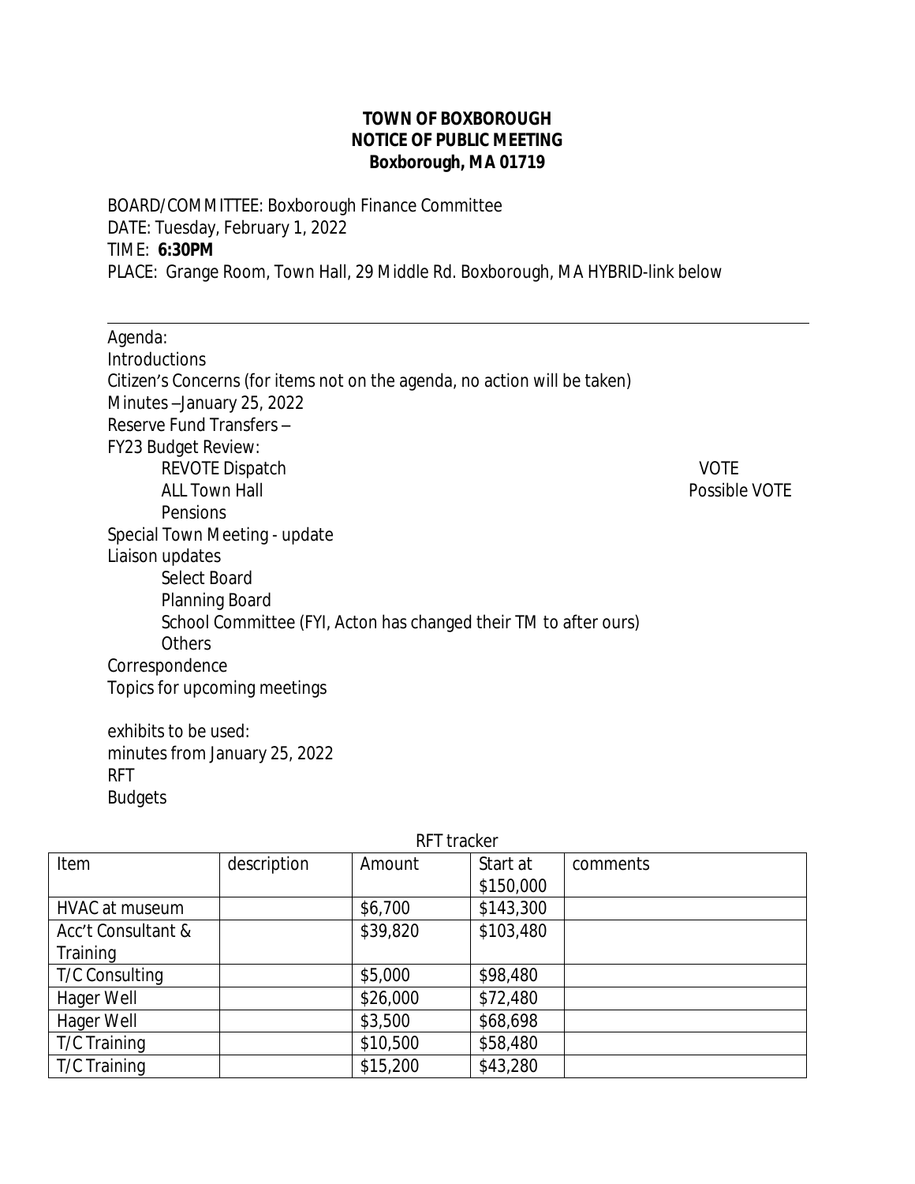**TOWN OF BOXBOROUGH**
**NOTICE OF PUBLIC MEETING**
**Boxborough, MA 01719**

BOARD/COMMITTEE: Boxborough Finance Committee
DATE: Tuesday, February 1, 2022
TIME: **6:30PM**
PLACE: Grange Room, Town Hall, 29 Middle Rd. Boxborough, MA HYBRID-link below

---

Agenda:
Introductions
Citizen's Concerns (for items not on the agenda, no action will be taken)
Minutes –January 25, 2022
Reserve Fund Transfers –
FY23 Budget Review:
- REVOTE Dispatch — VOTE
- ALL Town Hall — Possible VOTE
- Pensions

Special Town Meeting - update
Liaison updates
- Select Board
- Planning Board
- School Committee (FYI, Acton has changed their TM to after ours)
- Others

Correspondence
Topics for upcoming meetings

exhibits to be used:
minutes from January 25, 2022
RFT
Budgets

RFT tracker

| Item | description | Amount | Start at $150,000 | comments |
|---|---|---|---|---|
| HVAC at museum | | $6,700 | $143,300 | |
| Acc't Consultant & Training | | $39,820 | $103,480 | |
| T/C Consulting | | $5,000 | $98,480 | |
| Hager Well | | $26,000 | $72,480 | |
| Hager Well | | $3,500 | $68,698 | |
| T/C Training | | $10,500 | $58,480 | |
| T/C Training | | $15,200 | $43,280 | |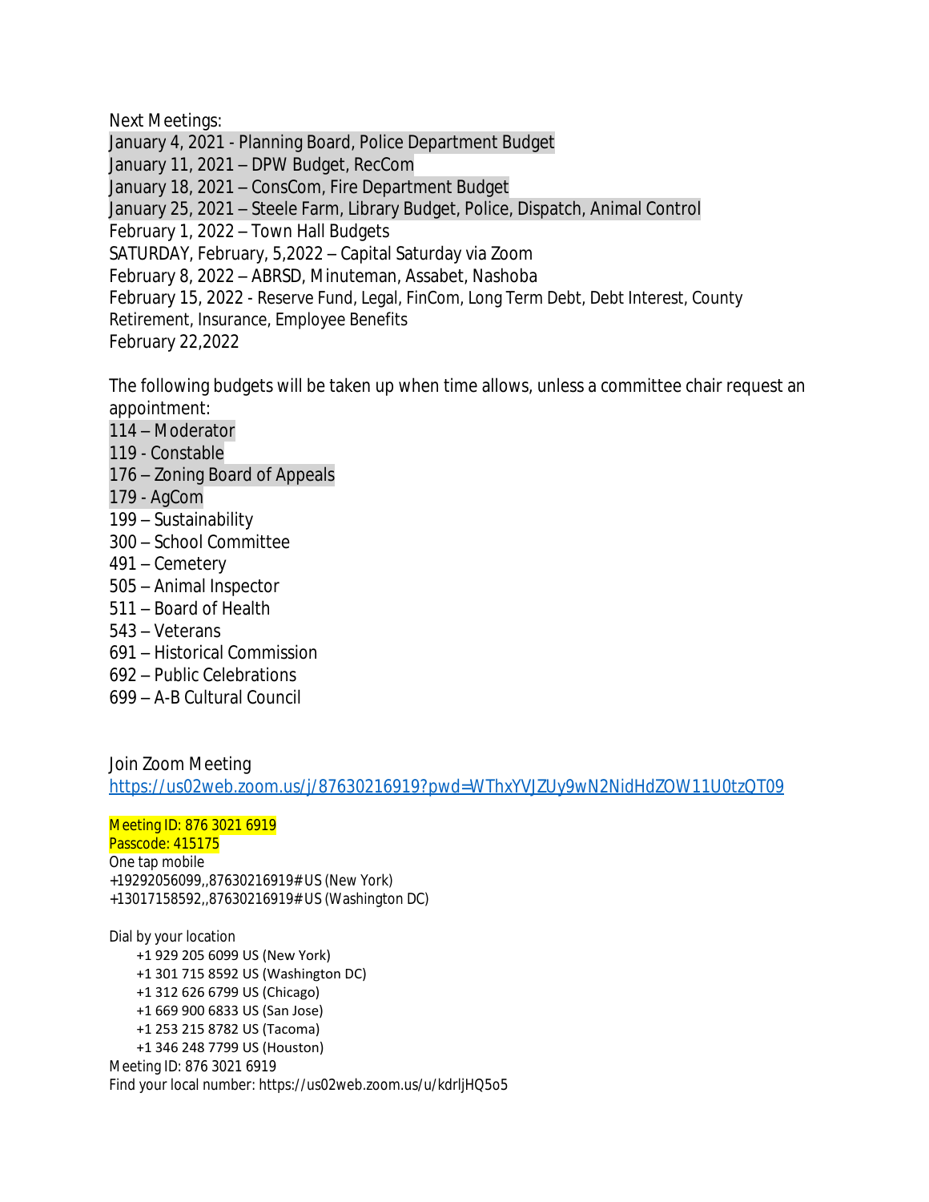Next Meetings:
January 4, 2021 - Planning Board, Police Department Budget
January 11, 2021 – DPW Budget, RecCom
January 18, 2021 – ConsCom, Fire Department Budget
January 25, 2021 – Steele Farm, Library Budget, Police, Dispatch, Animal Control
February 1, 2022 – Town Hall Budgets
SATURDAY, February, 5,2022 – Capital Saturday via Zoom
February 8, 2022 – ABRSD, Minuteman, Assabet, Nashoba
February 15, 2022 - Reserve Fund, Legal, FinCom, Long Term Debt, Debt Interest, County Retirement, Insurance, Employee Benefits
February 22,2022

The following budgets will be taken up when time allows, unless a committee chair request an appointment:
114 – Moderator
119 - Constable
176 – Zoning Board of Appeals
179 - AgCom
199 – Sustainability
300 – School Committee
491 – Cemetery
505 – Animal Inspector
511 – Board of Health
543 – Veterans
691 – Historical Commission
692 – Public Celebrations
699 – A-B Cultural Council

Join Zoom Meeting
https://us02web.zoom.us/j/87630216919?pwd=WThxYVJZUy9wN2NidHdZOW11U0tzQT09

Meeting ID: 876 3021 6919
Passcode: 415175
One tap mobile
+19292056099,,87630216919# US (New York)
+13017158592,,87630216919# US (Washington DC)

Dial by your location
+1 929 205 6099 US (New York)
+1 301 715 8592 US (Washington DC)
+1 312 626 6799 US (Chicago)
+1 669 900 6833 US (San Jose)
+1 253 215 8782 US (Tacoma)
+1 346 248 7799 US (Houston)
Meeting ID: 876 3021 6919
Find your local number: https://us02web.zoom.us/u/kdrljHQ5o5